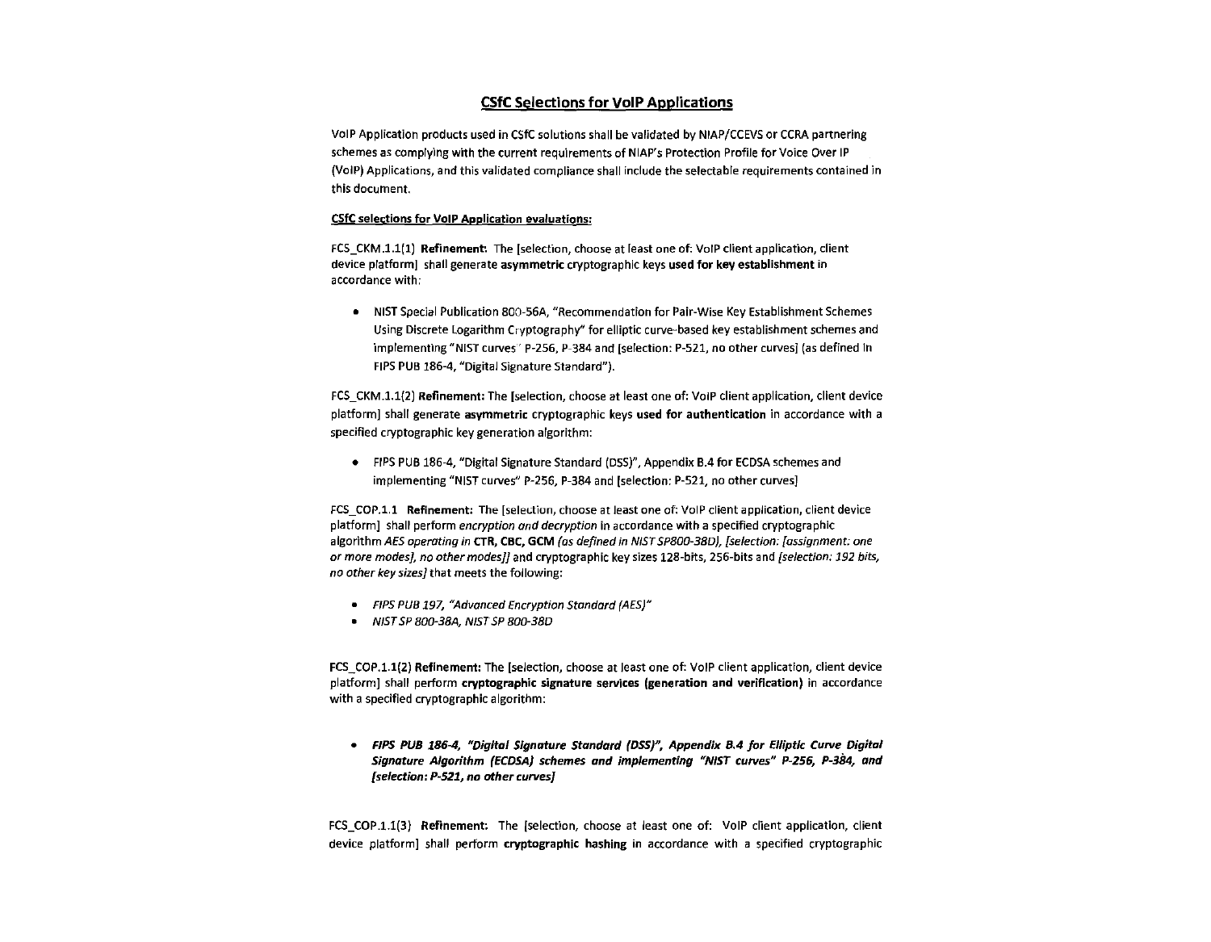## CSfC Selections for VoIP Applications

VoIP Application products used in CSfC solutions shall be validated by NIAP/CCEVS or CCRA partnering schemes as complying with the current requirements of NIAP's Protection Profile for Voice Over IP (VoIP) Applications, and this validated compliance shall include the selectable requirements contained in this document.

**CSfC selections for VoIP Application evaluations:**

FCS_CKM.1.1(1) **Refinement:** The [selection, choose at least one of: VoIP client application, client device platform] shall generate **asymmetric** cryptographic keys **used for key establishment** in accordance with:

- NIST Special Publication 800-56A, "Recommendation for Pair-Wise Key Establishment Schemes Using Discrete Logarithm Cryptography" for elliptic curve-based key establishment schemes and implementing "NIST curves" P-256, P-384 and [selection: P-521, no other curves] (as defined in FIPS PUB 186-4, "Digital Signature Standard").

FCS_CKM.1.1(2) **Refinement:** The [selection, choose at least one of: VoIP client application, client device platform] shall generate **asymmetric** cryptographic keys **used for authentication** in accordance with a specified cryptographic key generation algorithm:

- FIPS PUB 186-4, "Digital Signature Standard (DSS)", Appendix B.4 for ECDSA schemes and implementing "NIST curves" P-256, P-384 and [selection: P-521, no other curves]

FCS_COP.1.1 **Refinement:** The [selection, choose at least one of: VoIP client application, client device platform] shall perform *encryption and decryption* in accordance with a specified cryptographic algorithm *AES operating in* **CTR, CBC, GCM** *(as defined in NIST SP800-38D), [selection: [assignment: one or more modes], no other modes]]* and cryptographic key sizes 128-bits, 256-bits and *[selection: 192 bits, no other key sizes]* that meets the following:

- *FIPS PUB 197, "Advanced Encryption Standard (AES)"*
- *NIST SP 800-38A, NIST SP 800-38D*

FCS_COP.1.1(2) **Refinement:** The [selection, choose at least one of: VoIP client application, client device platform] shall perform **cryptographic signature services (generation and verification)** in accordance with a specified cryptographic algorithm:

- ***FIPS PUB 186-4, "Digital Signature Standard (DSS)", Appendix B.4 for Elliptic Curve Digital Signature Algorithm (ECDSA) schemes and implementing "NIST curves" P-256, P-384, and [selection: P-521, no other curves]***

FCS_COP.1.1(3) **Refinement:** The [selection, choose at least one of: VoIP client application, client device platform] shall perform **cryptographic hashing** in accordance with a specified cryptographic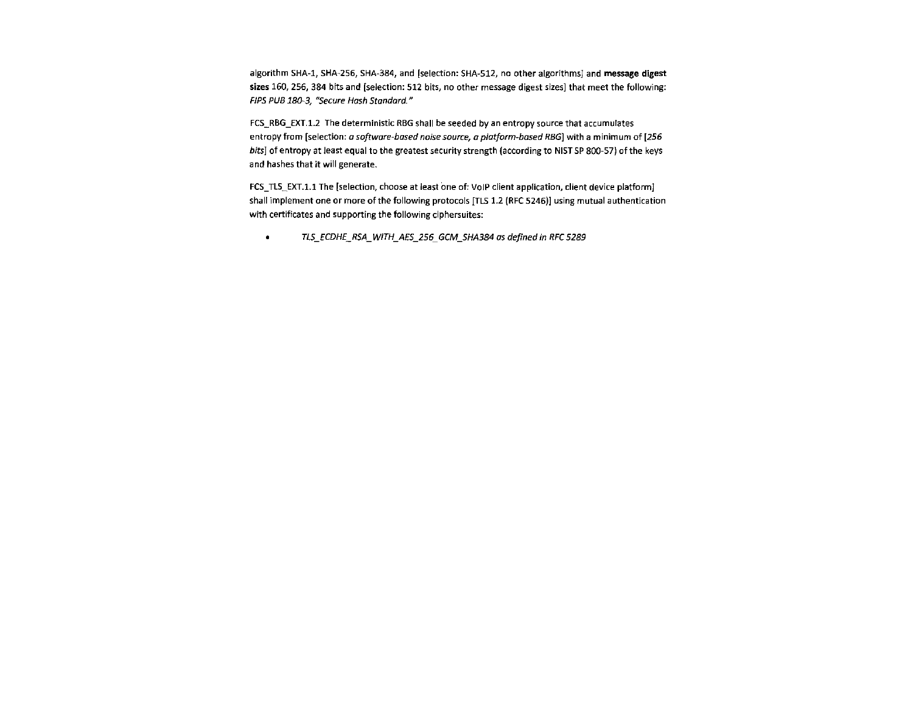algorithm SHA-1, SHA-256, SHA-384, and [selection: SHA-512, no other algorithms] and **message digest sizes** 160, 256, 384 bits and [selection: 512 bits, no other message digest sizes] that meet the following: *FIPS PUB 180-3, "Secure Hash Standard."*

FCS_RBG_EXT.1.2 The deterministic RBG shall be seeded by an entropy source that accumulates entropy from [selection: *a software-based noise source, a platform-based RBG*] with a minimum of [*256 bits*] of entropy at least equal to the greatest security strength (according to NIST SP 800-57) of the keys and hashes that it will generate.

FCS_TLS_EXT.1.1 The [selection, choose at least one of: VoIP client application, client device platform] shall implement one or more of the following protocols [TLS 1.2 (RFC 5246)] using mutual authentication with certificates and supporting the following ciphersuites:

- *TLS_ECDHE_RSA_WITH_AES_256_GCM_SHA384 as defined in RFC 5289*